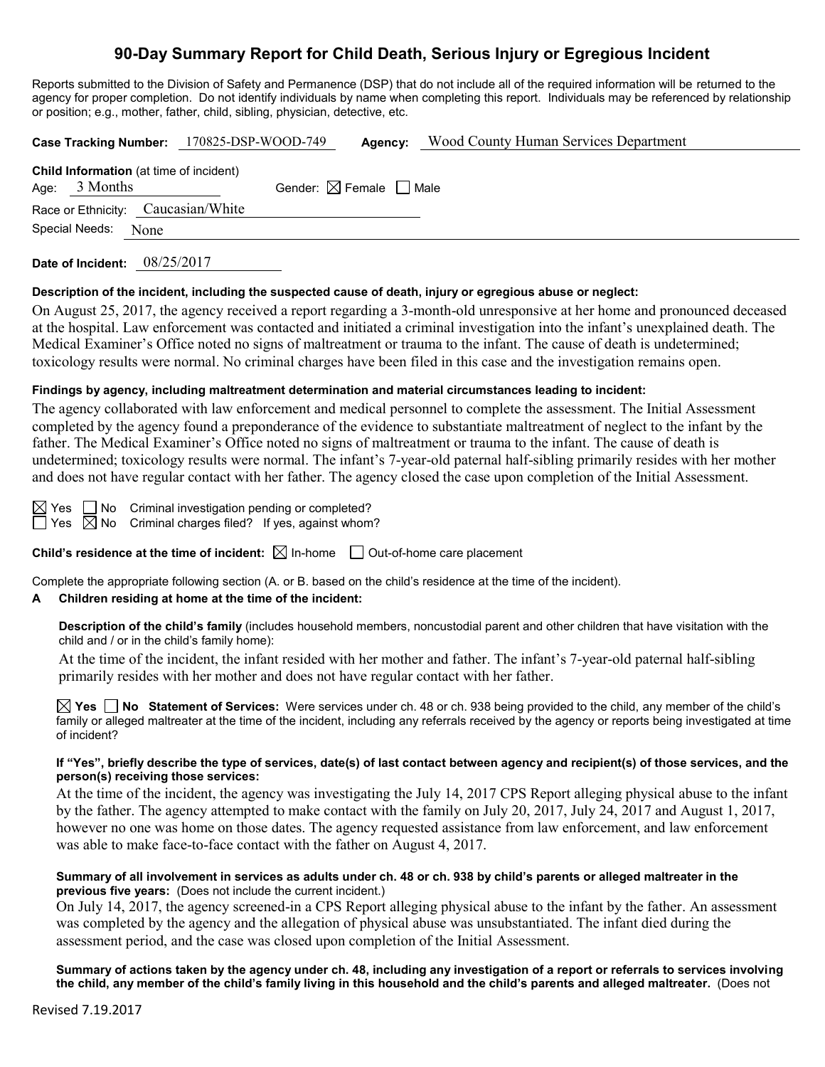# 90-Day Summary Report for Child Death, Serious Injury or Egregious Incident

Reports submitted to the Division of Safety and Permanence (DSP) that do not include all of the required information will be returned to the agency for proper completion. Do not identify individuals by name when completing this report. Individuals may be referenced by relationship or position; e.g., mother, father, child, sibling, physician, detective, etc.

**Case Tracking Number:** 170825-DSP-WOOD-749 **Agency:** Wood County Human Services Department

**Child Information** (at time of incident)
Age: 3 Months Gender: ☒ Female ☐ Male
Race or Ethnicity: Caucasian/White
Special Needs: None

**Date of Incident:** 08/25/2017

**Description of the incident, including the suspected cause of death, injury or egregious abuse or neglect:**

On August 25, 2017, the agency received a report regarding a 3-month-old unresponsive at her home and pronounced deceased at the hospital. Law enforcement was contacted and initiated a criminal investigation into the infant's unexplained death. The Medical Examiner's Office noted no signs of maltreatment or trauma to the infant. The cause of death is undetermined; toxicology results were normal. No criminal charges have been filed in this case and the investigation remains open.

**Findings by agency, including maltreatment determination and material circumstances leading to incident:**

The agency collaborated with law enforcement and medical personnel to complete the assessment. The Initial Assessment completed by the agency found a preponderance of the evidence to substantiate maltreatment of neglect to the infant by the father. The Medical Examiner's Office noted no signs of maltreatment or trauma to the infant. The cause of death is undetermined; toxicology results were normal. The infant's 7-year-old paternal half-sibling primarily resides with her mother and does not have regular contact with her father. The agency closed the case upon completion of the Initial Assessment.

☒ Yes ☐ No Criminal investigation pending or completed?
☐ Yes ☒ No Criminal charges filed? If yes, against whom?

**Child's residence at the time of incident:** ☒ In-home ☐ Out-of-home care placement

Complete the appropriate following section (A. or B. based on the child's residence at the time of the incident).

**A Children residing at home at the time of the incident:**

**Description of the child's family** (includes household members, noncustodial parent and other children that have visitation with the child and / or in the child's family home):

At the time of the incident, the infant resided with her mother and father. The infant's 7-year-old paternal half-sibling primarily resides with her mother and does not have regular contact with her father.

☒ **Yes** ☐ **No Statement of Services:** Were services under ch. 48 or ch. 938 being provided to the child, any member of the child's family or alleged maltreater at the time of the incident, including any referrals received by the agency or reports being investigated at time of incident?

**If "Yes", briefly describe the type of services, date(s) of last contact between agency and recipient(s) of those services, and the person(s) receiving those services:**

At the time of the incident, the agency was investigating the July 14, 2017 CPS Report alleging physical abuse to the infant by the father. The agency attempted to make contact with the family on July 20, 2017, July 24, 2017 and August 1, 2017, however no one was home on those dates. The agency requested assistance from law enforcement, and law enforcement was able to make face-to-face contact with the father on August 4, 2017.

**Summary of all involvement in services as adults under ch. 48 or ch. 938 by child's parents or alleged maltreater in the previous five years:** (Does not include the current incident.)

On July 14, 2017, the agency screened-in a CPS Report alleging physical abuse to the infant by the father. An assessment was completed by the agency and the allegation of physical abuse was unsubstantiated. The infant died during the assessment period, and the case was closed upon completion of the Initial Assessment.

**Summary of actions taken by the agency under ch. 48, including any investigation of a report or referrals to services involving the child, any member of the child's family living in this household and the child's parents and alleged maltreater.** (Does not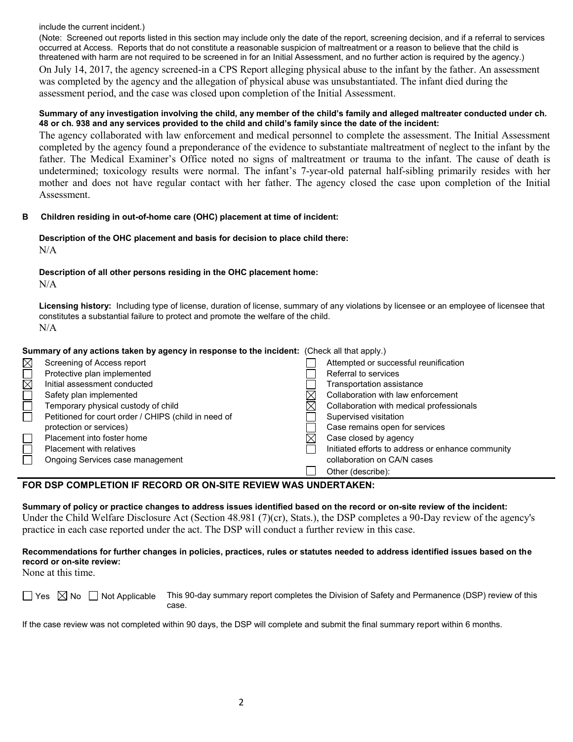include the current incident.)

(Note: Screened out reports listed in this section may include only the date of the report, screening decision, and if a referral to services occurred at Access. Reports that do not constitute a reasonable suspicion of maltreatment or a reason to believe that the child is threatened with harm are not required to be screened in for an Initial Assessment, and no further action is required by the agency.)

On July 14, 2017, the agency screened-in a CPS Report alleging physical abuse to the infant by the father. An assessment was completed by the agency and the allegation of physical abuse was unsubstantiated. The infant died during the assessment period, and the case was closed upon completion of the Initial Assessment.

**Summary of any investigation involving the child, any member of the child's family and alleged maltreater conducted under ch. 48 or ch. 938 and any services provided to the child and child's family since the date of the incident:**

The agency collaborated with law enforcement and medical personnel to complete the assessment. The Initial Assessment completed by the agency found a preponderance of the evidence to substantiate maltreatment of neglect to the infant by the father. The Medical Examiner's Office noted no signs of maltreatment or trauma to the infant. The cause of death is undetermined; toxicology results were normal. The infant's 7-year-old paternal half-sibling primarily resides with her mother and does not have regular contact with her father. The agency closed the case upon completion of the Initial Assessment.

**B Children residing in out-of-home care (OHC) placement at time of incident:**

**Description of the OHC placement and basis for decision to place child there:**

N/A

**Description of all other persons residing in the OHC placement home:**

N/A

**Licensing history:** Including type of license, duration of license, summary of any violations by licensee or an employee of licensee that constitutes a substantial failure to protect and promote the welfare of the child.

N/A

**Summary of any actions taken by agency in response to the incident:** (Check all that apply.)

| | | | |
|---|---|---|---|
| ☒ | Screening of Access report | ☐ | Attempted or successful reunification |
| ☐ | Protective plan implemented | ☐ | Referral to services |
| ☒ | Initial assessment conducted | ☐ | Transportation assistance |
| ☐ | Safety plan implemented | ☒ | Collaboration with law enforcement |
| ☐ | Temporary physical custody of child | ☒ | Collaboration with medical professionals |
| ☐ | Petitioned for court order / CHIPS (child in need of protection or services) | ☐ | Supervised visitation |
| | | ☐ | Case remains open for services |
| ☐ | Placement into foster home | ☒ | Case closed by agency |
| ☐ | Placement with relatives | ☐ | Initiated efforts to address or enhance community collaboration on CA/N cases |
| ☐ | Ongoing Services case management | ☐ | Other (describe): |

## FOR DSP COMPLETION IF RECORD OR ON-SITE REVIEW WAS UNDERTAKEN:

**Summary of policy or practice changes to address issues identified based on the record or on-site review of the incident:**

Under the Child Welfare Disclosure Act (Section 48.981 (7)(cr), Stats.), the DSP completes a 90-Day review of the agency's practice in each case reported under the act. The DSP will conduct a further review in this case.

**Recommendations for further changes in policies, practices, rules or statutes needed to address identified issues based on the record or on-site review:**

None at this time.

☐ Yes ☒ No ☐ Not Applicable This 90-day summary report completes the Division of Safety and Permanence (DSP) review of this case.

If the case review was not completed within 90 days, the DSP will complete and submit the final summary report within 6 months.